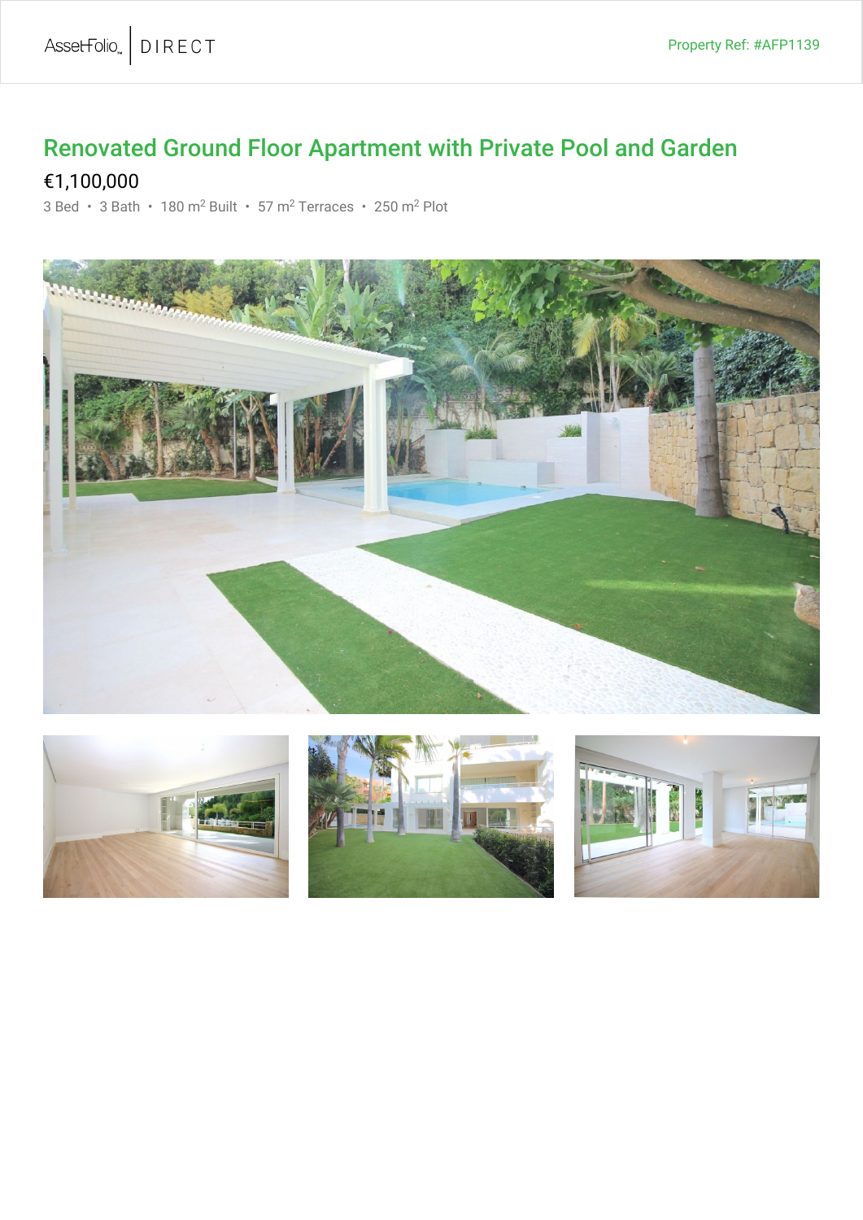AssetFolio | DIRECT

Property Ref: #AFP1139

# Renovated Ground Floor Apartment with Private Pool and Garden

€1,100,000

3 Bed • 3 Bath • 180 m$^2$ Built • 57 m$^2$ Terraces • 250 m$^2$ Plot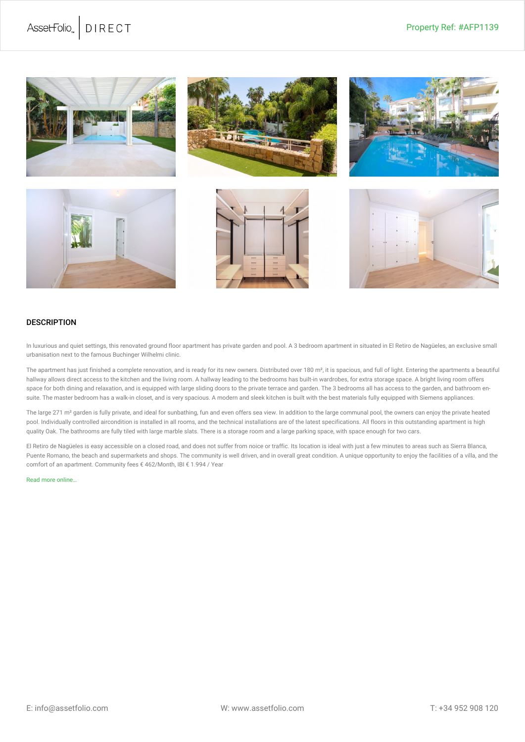## DESCRIPTION

In luxurious and quiet settings, this renovated ground floor apartment has private garden and pool. A 3 bedroom apartment in situated in El Retiro de Nagüeles, an exclusive small urbanisation next to the famous Buchinger Wilhelmi clinic.

The apartment has just finished a complete renovation, and is ready for its new owners. Distributed over 180 m², it is spacious, and full of light. Entering the apartments a beautiful hallway allows direct access to the kitchen and the living room. A hallway leading to the bedrooms has built-in wardrobes, for extra storage space. A bright living room offers space for both dining and relaxation, and is equipped with large sliding doors to the private terrace and garden. The 3 bedrooms all has access to the garden, and bathroom en-suite. The master bedroom has a walk-in closet, and is very spacious. A modern and sleek kitchen is built with the best materials fully equipped with Siemens appliances.

The large 271 m² garden is fully private, and ideal for sunbathing, fun and even offers sea view. In addition to the large communal pool, the owners can enjoy the private heated pool. Individually controlled aircondition is installed in all rooms, and the technical installations are of the latest specifications. All floors in this outstanding apartment is high quality Oak. The bathrooms are fully tiled with large marble slats. There is a storage room and a large parking space, with space enough for two cars.

El Retiro de Nagüeles is easy accessible on a closed road, and does not suffer from noice or traffic. Its location is ideal with just a few minutes to areas such as Sierra Blanca, Puente Romano, the beach and supermarkets and shops. The community is well driven, and in overall great condition. A unique opportunity to enjoy the facilities of a villa, and the comfort of an apartment. Community fees € 462/Month, IBI € 1.994 / Year

Read more online…